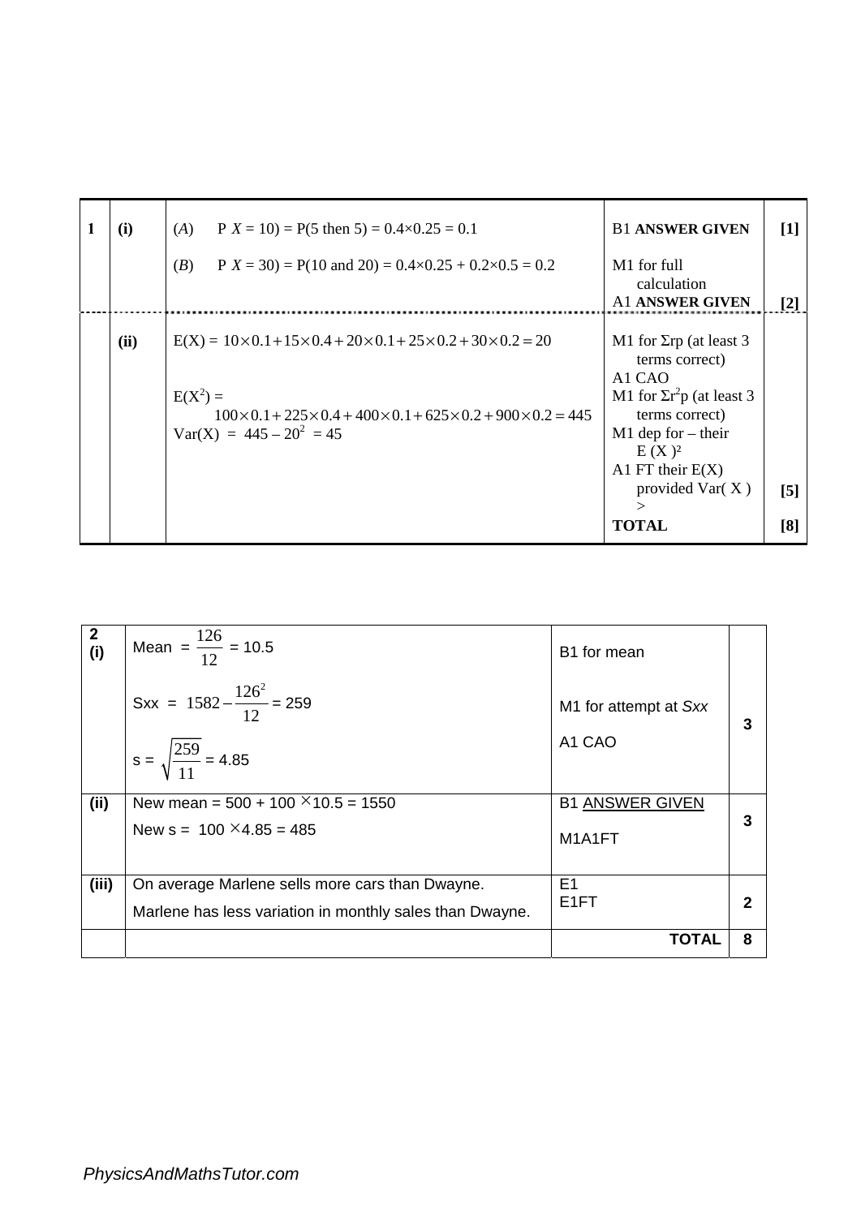| | | | | |
|---|---|---|---|---|
| 1 | (i) | (*A*) P $X$ = 10) = P(5 then 5) = 0.4×0.25 = 0.1 | B1 **ANSWER GIVEN** | [1] |
| | | (*B*) P $X$ = 30) = P(10 and 20) = 0.4×0.25 + 0.2×0.5 = 0.2 | M1 for full calculation<br>A1 **ANSWER GIVEN** | [2] |
| | (ii) | E(X) = $10\times0.1+15\times0.4+20\times0.1+25\times0.2+30\times0.2=20$<br><br>E(X$^2$) =<br>$100\times0.1+225\times0.4+400\times0.1+625\times0.2+900\times0.2=445$<br>Var(X) = 445 – $20^2$ = 45 | M1 for Σrp (at least 3 terms correct)<br>A1 CAO<br>M1 for Σr$^2$p (at least 3 terms correct)<br>M1 dep for – their E (X )²<br>A1 FT their E(X) provided Var( X ) > | [5] |
| | | | **TOTAL** | [8] |

| | | | |
|---|---|---|---|
| **2 (i)** | Mean = $\frac{126}{12}$ = 10.5<br><br>Sxx = $1582-\frac{126^2}{12}$ = 259<br><br>s = $\sqrt{\frac{259}{11}}$ = 4.85 | B1 for mean<br><br>M1 for attempt at *Sxx*<br><br>A1 CAO | **3** |
| **(ii)** | New mean = 500 + 100 ×10.5 = 1550<br>New s = 100 ×4.85 = 485 | B1 ANSWER GIVEN<br><br>M1A1FT | **3** |
| **(iii)** | On average Marlene sells more cars than Dwayne.<br>Marlene has less variation in monthly sales than Dwayne. | E1<br>E1FT | **2** |
| | | **TOTAL** | **8** |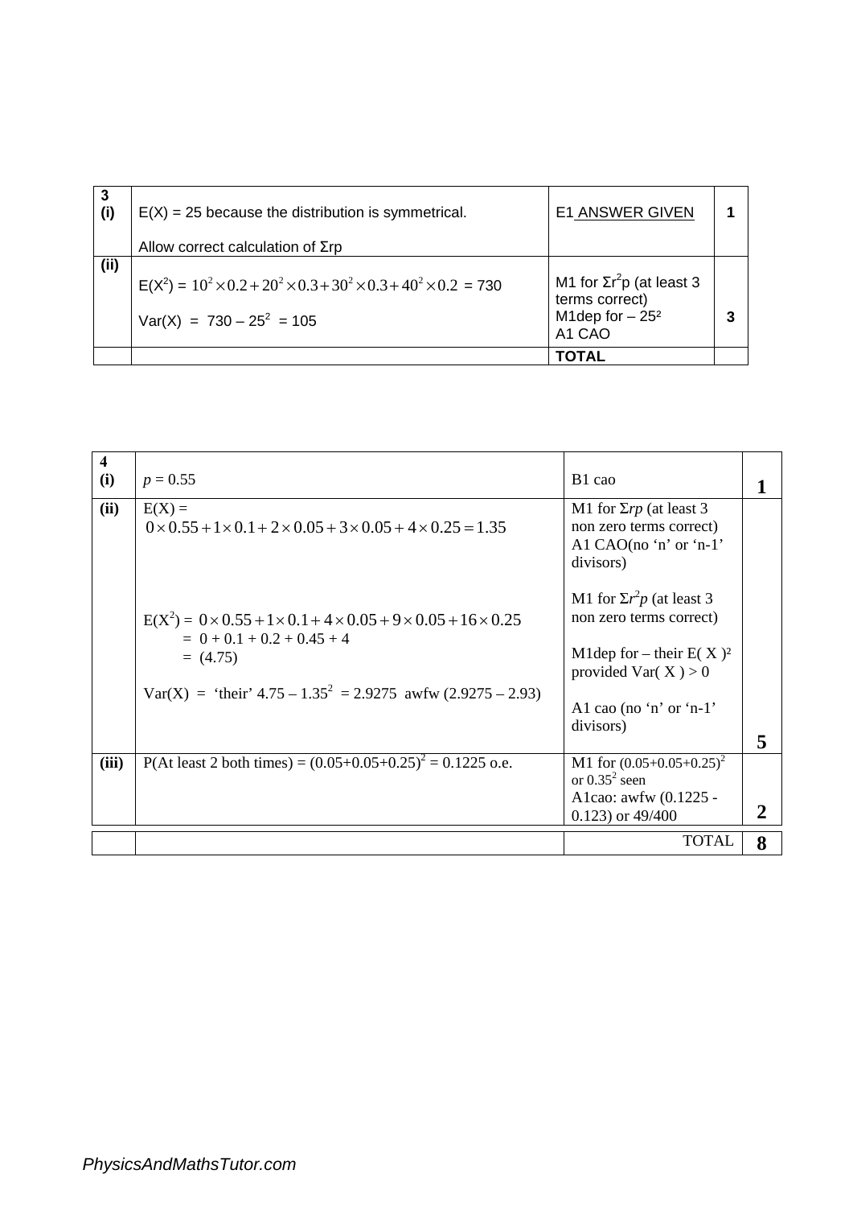| 3 (i) | $E(X) = 25$ because the distribution is symmetrical.<br><br>Allow correct calculation of $\Sigma rp$ | E1 ANSWER GIVEN | 1 |
|---|---|---|---|
| (ii) | $E(X^2) = 10^2 \times 0.2 + 20^2 \times 0.3 + 30^2 \times 0.3 + 40^2 \times 0.2 = 730$<br><br>$Var(X) = 730 - 25^2 = 105$ | M1 for $\Sigma r^2 p$ (at least 3 terms correct)<br>M1dep for $- 25^2$<br>A1 CAO | 3 |
| | | TOTAL | |

| 4 (i) | $p = 0.55$ | B1 cao | 1 |
|---|---|---|---|
| (ii) | $E(X) =$<br>$0 \times 0.55 + 1 \times 0.1 + 2 \times 0.05 + 3 \times 0.05 + 4 \times 0.25 = 1.35$<br><br>$E(X^2) = 0 \times 0.55 + 1 \times 0.1 + 4 \times 0.05 + 9 \times 0.05 + 16 \times 0.25$<br>$= 0 + 0.1 + 0.2 + 0.45 + 4$<br>$= (4.75)$<br><br>$Var(X) =$ 'their' $4.75 - 1.35^2 = 2.9275$ awfw $(2.9275 - 2.93)$ | M1 for $\Sigma rp$ (at least 3 non zero terms correct)<br>A1 CAO(no 'n' or 'n-1' divisors)<br><br>M1 for $\Sigma r^2 p$ (at least 3 non zero terms correct)<br><br>M1dep for – their $E(X)^2$ provided $Var(X) > 0$<br><br>A1 cao (no 'n' or 'n-1' divisors) | 5 |
| (iii) | P(At least 2 both times) $= (0.05+0.05+0.25)^2 = 0.1225$ o.e. | M1 for $(0.05+0.05+0.25)^2$ or $0.35^2$ seen<br>A1cao: awfw (0.1225 - 0.123) or 49/400 | 2 |
| | | TOTAL | 8 |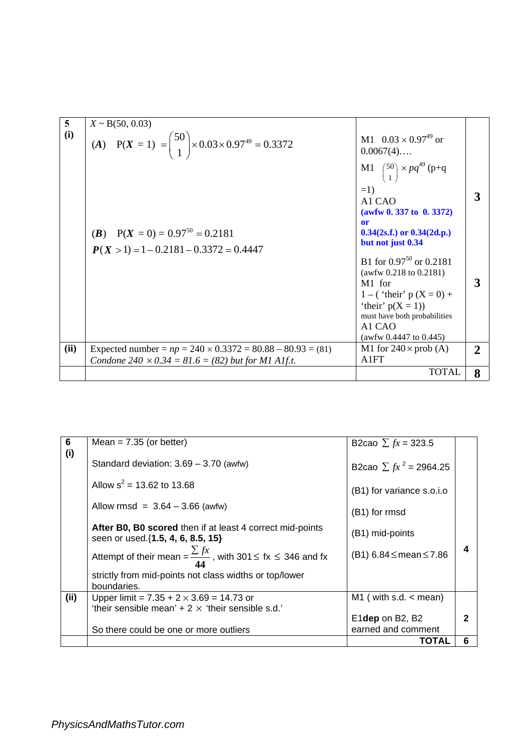| | | | |
|---|---|---|---|
| **5 (i)** | $X \sim B(50, 0.03)$<br>(*A*) $P(X = 1) = \binom{50}{1} \times 0.03 \times 0.97^{49} = 0.3372$<br><br>(*B*) $P(X = 0) = 0.97^{50} = 0.2181$<br>$P(X > 1) = 1 - 0.2181 - 0.3372 = 0.4447$ | M1 $0.03 \times 0.97^{49}$ or 0.0067(4)….<br>M1 $\binom{50}{1} \times pq^{49}$ (p+q =1)<br>A1 CAO<br>**(awfw 0. 337 to 0. 3372) or 0.34(2s.f.) or 0.34(2d.p.) but not just 0.34**<br><br>B1 for $0.97^{50}$ or 0.2181 (awfw 0.218 to 0.2181)<br>M1 for $1 -$ ( 'their' p (X = 0) + 'their' p(X = 1))<br>must have both probabilities<br>A1 CAO<br>(awfw 0.4447 to 0.445) | **3**<br><br><br>**3** |
| **(ii)** | Expected number = $np = 240 \times 0.3372 = 80.88 - 80.93 = (81)$<br>*Condone $240 \times 0.34 = 81.6 = (82)$ but for M1 A1f.t.* | M1 for $240 \times$ prob (A)<br>A1FT | **2** |
| | | TOTAL | **8** |

| | | | |
|---|---|---|---|
| **6 (i)** | Mean = 7.35 (or better)<br><br>Standard deviation: 3.69 – 3.70 (awfw)<br><br>Allow $s^2$ = 13.62 to 13.68<br><br>Allow rmsd = 3.64 – 3.66 (awfw)<br><br>**After B0, B0 scored** then if at least 4 correct mid-points seen or used.**{1.5, 4, 6, 8.5, 15}**<br><br>Attempt of their mean = $\frac{\sum fx}{44}$, with $301 \le fx \le 346$ and fx strictly from mid-points not class widths or top/lower boundaries. | B2cao $\sum fx = 323.5$<br><br>B2cao $\sum fx^2 = 2964.25$<br><br>(B1) for variance s.o.i.o<br><br>(B1) for rmsd<br><br>(B1) mid-points<br><br>(B1) $6.84 \le \text{mean} \le 7.86$ | **4** |
| **(ii)** | Upper limit = $7.35 + 2 \times 3.69 = 14.73$ or 'their sensible mean' + 2 × 'their sensible s.d.'<br><br>So there could be one or more outliers | M1 ( with s.d. < mean)<br><br>E1**dep** on B2, B2 earned and comment | **2** |
| | | **TOTAL** | **6** |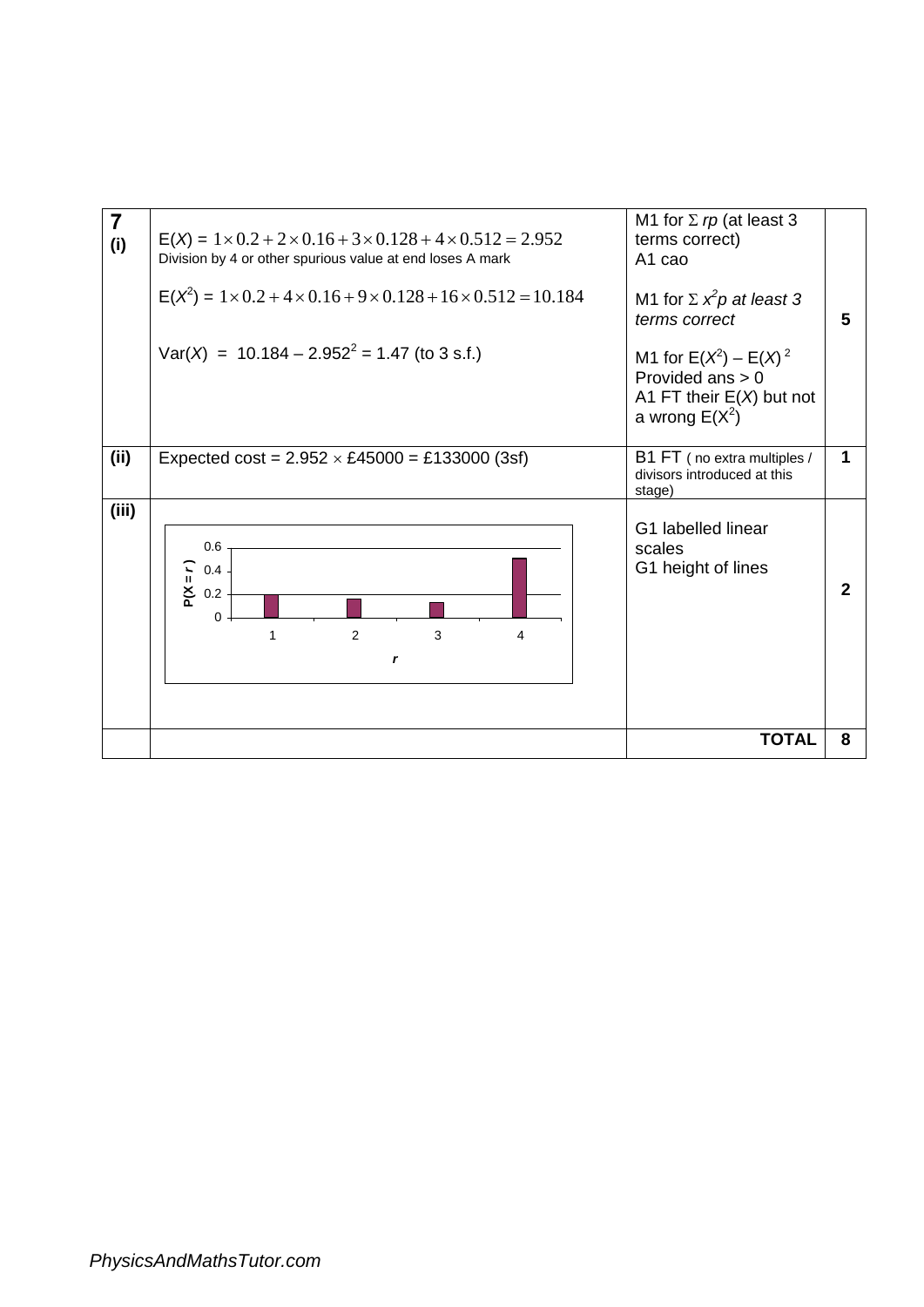| | | | |
|---|---|---|---|
| **7 (i)** | $E(X) = 1\times0.2+2\times0.16+3\times0.128+4\times0.512 = 2.952$<br>Division by 4 or other spurious value at end loses A mark<br><br>$E(X^2) = 1\times0.2+4\times0.16+9\times0.128+16\times0.512 = 10.184$<br><br>$\text{Var}(X) = 10.184 - 2.952^2 = 1.47$ (to 3 s.f.) | M1 for $\Sigma\, rp$ (at least 3 terms correct)<br>A1 cao<br><br>M1 for $\Sigma\, x^2p$ *at least 3 terms correct*<br><br>M1 for $E(X^2) - E(X)^2$<br>Provided ans > 0<br>A1 FT their $E(X)$ but not a wrong $E(X^2)$ | **5** |
| **(ii)** | Expected cost = $2.952 \times$ £45000 = £133000 (3sf) | B1 FT ( no extra multiples / divisors introduced at this stage) | **1** |
| **(iii)** | 0.6<br>0.4<br>0.2<br>0<br>P(X = r)<br>1 2 3 4<br>r | G1 labelled linear scales<br>G1 height of lines | **2** |
| | | **TOTAL** | **8** |